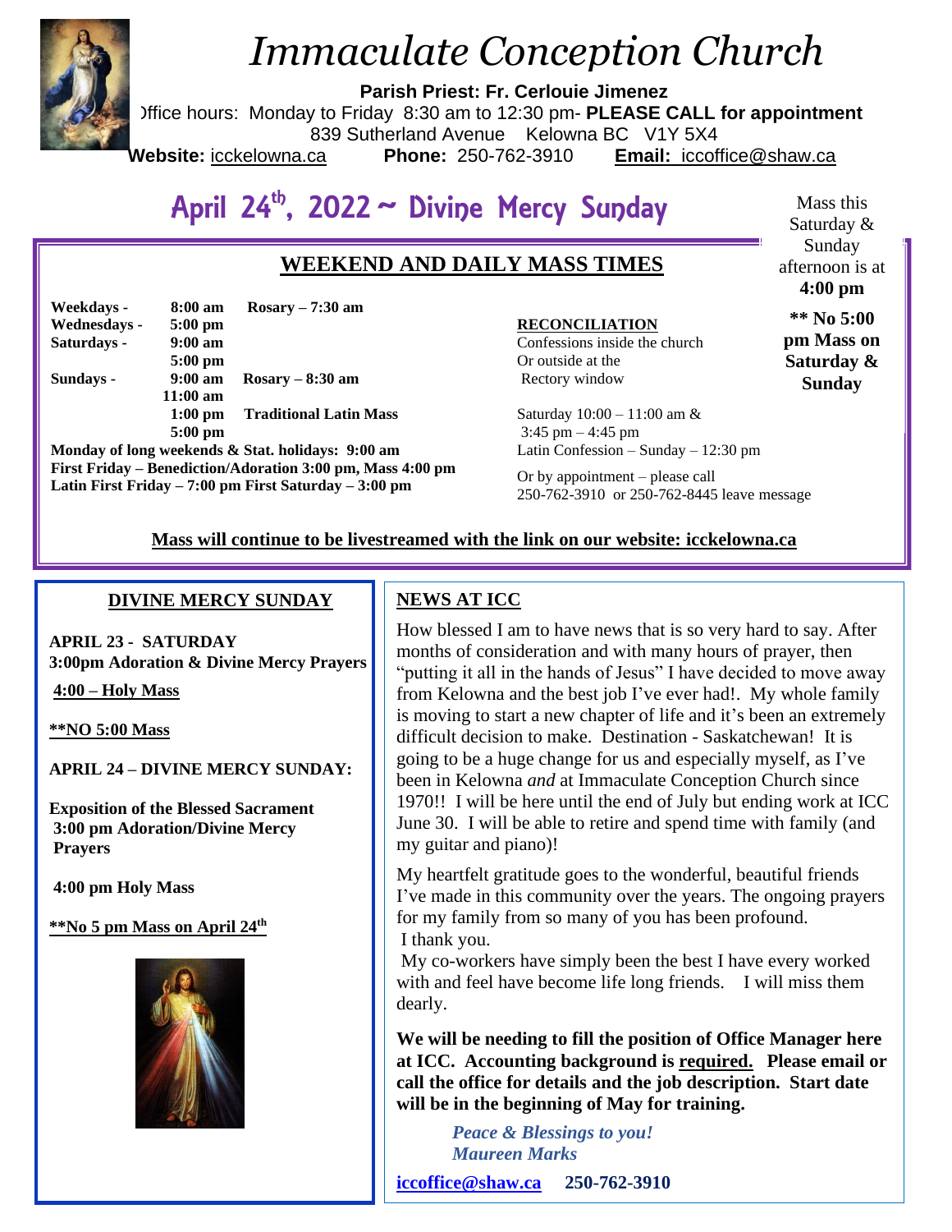# Immaculate Conception Church

**Parish Priest: Fr. Cerlouie Jimenez**

Office hours: Monday to Friday 8:30 am to 12:30 pm- **PLEASE CALL for appointment**

839 Sutherland Avenue Kelowna BC V1Y 5X4

**Website:** icckelowna.ca **Phone:** 250-762-3910 **Email:** iccoffice@shaw.ca

## April 24th, 2022 ~ Divine Mercy Sunday

Mass this Saturday & Sunday afternoon is at **4:00 pm**

**\*\* No 5:00 pm Mass on Saturday & Sunday**

### WEEKEND AND DAILY MASS TIMES

| | | |
|---|---|---|
| **Weekdays -** | **8:00 am** | **Rosary – 7:30 am** |
| **Wednesdays -** | **5:00 pm** | |
| **Saturdays -** | **9:00 am** | |
| | **5:00 pm** | |
| **Sundays -** | **9:00 am** | **Rosary – 8:30 am** |
| | **11:00 am** | |
| | **1:00 pm** | **Traditional Latin Mass** |
| | **5:00 pm** | |

**Monday of long weekends & Stat. holidays: 9:00 am**
**First Friday – Benediction/Adoration 3:00 pm, Mass 4:00 pm**
**Latin First Friday – 7:00 pm First Saturday – 3:00 pm**

**RECONCILIATION**

Confessions inside the church
Or outside at the
Rectory window

Saturday 10:00 – 11:00 am &
3:45 pm – 4:45 pm
Latin Confession – Sunday – 12:30 pm

Or by appointment – please call
250-762-3910 or 250-762-8445 leave message

**Mass will continue to be livestreamed with the link on our website: icckelowna.ca**

### DIVINE MERCY SUNDAY

**APRIL 23 - SATURDAY**
**3:00pm Adoration & Divine Mercy Prayers**

**4:00 – Holy Mass**

**\*\*NO 5:00 Mass**

**APRIL 24 – DIVINE MERCY SUNDAY:**

**Exposition of the Blessed Sacrament**
**3:00 pm Adoration/Divine Mercy Prayers**

**4:00 pm Holy Mass**

**\*\*No 5 pm Mass on April 24th**

### NEWS AT ICC

How blessed I am to have news that is so very hard to say. After months of consideration and with many hours of prayer, then "putting it all in the hands of Jesus" I have decided to move away from Kelowna and the best job I've ever had!. My whole family is moving to start a new chapter of life and it's been an extremely difficult decision to make. Destination - Saskatchewan! It is going to be a huge change for us and especially myself, as I've been in Kelowna *and* at Immaculate Conception Church since 1970!! I will be here until the end of July but ending work at ICC June 30. I will be able to retire and spend time with family (and my guitar and piano)!

My heartfelt gratitude goes to the wonderful, beautiful friends I've made in this community over the years. The ongoing prayers for my family from so many of you has been profound.
I thank you.
My co-workers have simply been the best I have every worked with and feel have become life long friends. I will miss them dearly.

**We will be needing to fill the position of Office Manager here at ICC. Accounting background is required. Please email or call the office for details and the job description. Start date will be in the beginning of May for training.**

***Peace & Blessings to you!***
***Maureen Marks***

**iccoffice@shaw.ca 250-762-3910**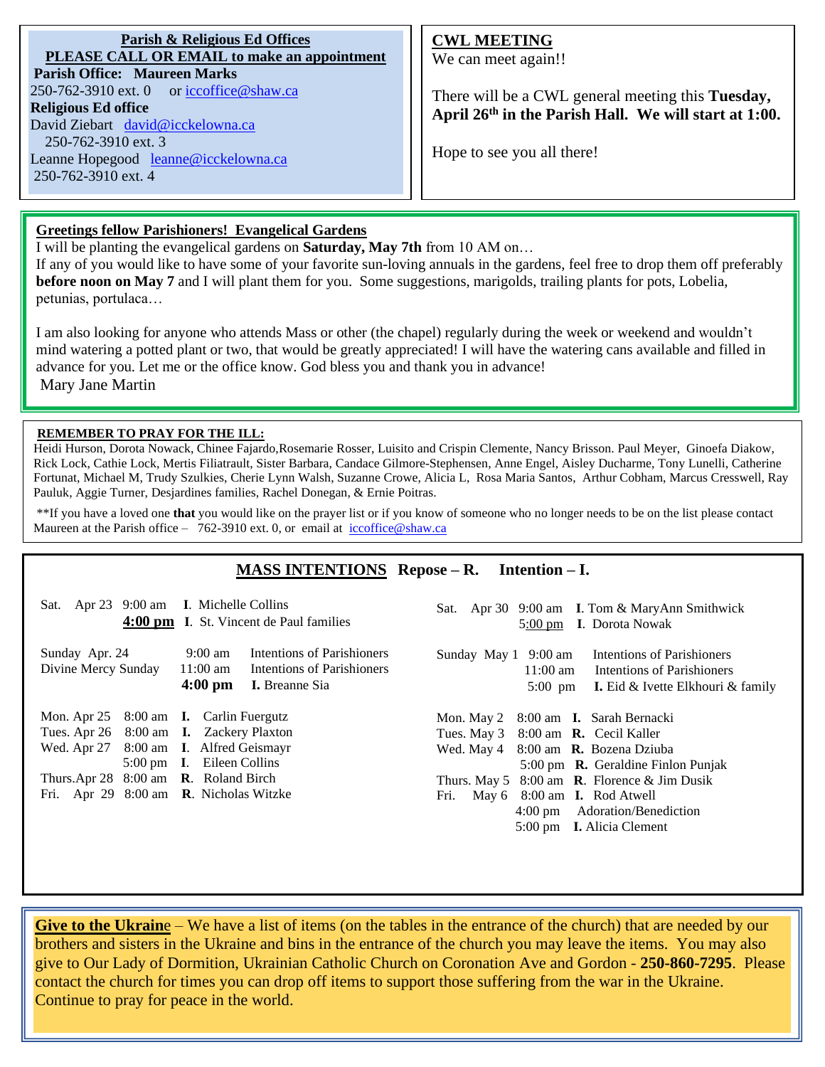**Parish & Religious Ed Offices**
**PLEASE CALL OR EMAIL to make an appointment**

**Parish Office: Maureen Marks**
250-762-3910 ext. 0 or iccoffice@shaw.ca

**Religious Ed office**
David Ziebart david@icckelowna.ca
250-762-3910 ext. 3
Leanne Hopegood leanne@icckelowna.ca
250-762-3910 ext. 4

## CWL MEETING

We can meet again!!

There will be a CWL general meeting this **Tuesday, April 26th in the Parish Hall. We will start at 1:00.**

Hope to see you all there!

## Greetings fellow Parishioners! Evangelical Gardens

I will be planting the evangelical gardens on **Saturday, May 7th** from 10 AM on…
If any of you would like to have some of your favorite sun-loving annuals in the gardens, feel free to drop them off preferably **before noon on May 7** and I will plant them for you. Some suggestions, marigolds, trailing plants for pots, Lobelia, petunias, portulaca…

I am also looking for anyone who attends Mass or other (the chapel) regularly during the week or weekend and wouldn't mind watering a potted plant or two, that would be greatly appreciated! I will have the watering cans available and filled in advance for you. Let me or the office know. God bless you and thank you in advance!
Mary Jane Martin

## REMEMBER TO PRAY FOR THE ILL:

Heidi Hurson, Dorota Nowack, Chinee Fajardo,Rosemarie Rosser, Luisito and Crispin Clemente, Nancy Brisson. Paul Meyer, Ginoefa Diakow, Rick Lock, Cathie Lock, Mertis Filiatrault, Sister Barbara, Candace Gilmore-Stephensen, Anne Engel, Aisley Ducharme, Tony Lunelli, Catherine Fortunat, Michael M, Trudy Szulkies, Cherie Lynn Walsh, Suzanne Crowe, Alicia L, Rosa Maria Santos, Arthur Cobham, Marcus Cresswell, Ray Pauluk, Aggie Turner, Desjardines families, Rachel Donegan, & Ernie Poitras.

**If you have a loved one **that** you would like on the prayer list or if you know of someone who no longer needs to be on the list please contact Maureen at the Parish office – 762-3910 ext. 0, or email at iccoffice@shaw.ca

## MASS INTENTIONS Repose – R. Intention – I.

| Day | Time | Intention |
|---|---|---|
| Sat. Apr 23 | 9:00 am | I. Michelle Collins |
| | **4:00 pm** | I. St. Vincent de Paul families |
| Sunday Apr. 24 Divine Mercy Sunday | 9:00 am | Intentions of Parishioners |
| | 11:00 am | Intentions of Parishioners |
| | **4:00 pm** | **I.** Breanne Sia |
| Mon. Apr 25 | 8:00 am | **I.** Carlin Fuergutz |
| Tues. Apr 26 | 8:00 am | **I.** Zackery Plaxton |
| Wed. Apr 27 | 8:00 am | **I.** Alfred Geismayr |
| | 5:00 pm | **I.** Eileen Collins |
| Thurs. Apr 28 | 8:00 am | **R.** Roland Birch |
| Fri. Apr 29 | 8:00 am | **R.** Nicholas Witzke |
| Sat. Apr 30 | 9:00 am | **I.** Tom & MaryAnn Smithwick |
| | 5:00 pm | **I.** Dorota Nowak |
| Sunday May 1 | 9:00 am | Intentions of Parishioners |
| | 11:00 am | Intentions of Parishioners |
| | 5:00 pm | **I.** Eid & Ivette Elkhouri & family |
| Mon. May 2 | 8:00 am | **I.** Sarah Bernacki |
| Tues. May 3 | 8:00 am | **R.** Cecil Kaller |
| Wed. May 4 | 8:00 am | **R.** Bozena Dziuba |
| | 5:00 pm | **R.** Geraldine Finlon Punjak |
| Thurs. May 5 | 8:00 am | **R.** Florence & Jim Dusik |
| Fri. May 6 | 8:00 am | **I.** Rod Atwell |
| | 4:00 pm | Adoration/Benediction |
| | 5:00 pm | **I.** Alicia Clement |

**Give to the Ukraine** – We have a list of items (on the tables in the entrance of the church) that are needed by our brothers and sisters in the Ukraine and bins in the entrance of the church you may leave the items. You may also give to Our Lady of Dormition, Ukrainian Catholic Church on Coronation Ave and Gordon - **250-860-7295**. Please contact the church for times you can drop off items to support those suffering from the war in the Ukraine. Continue to pray for peace in the world.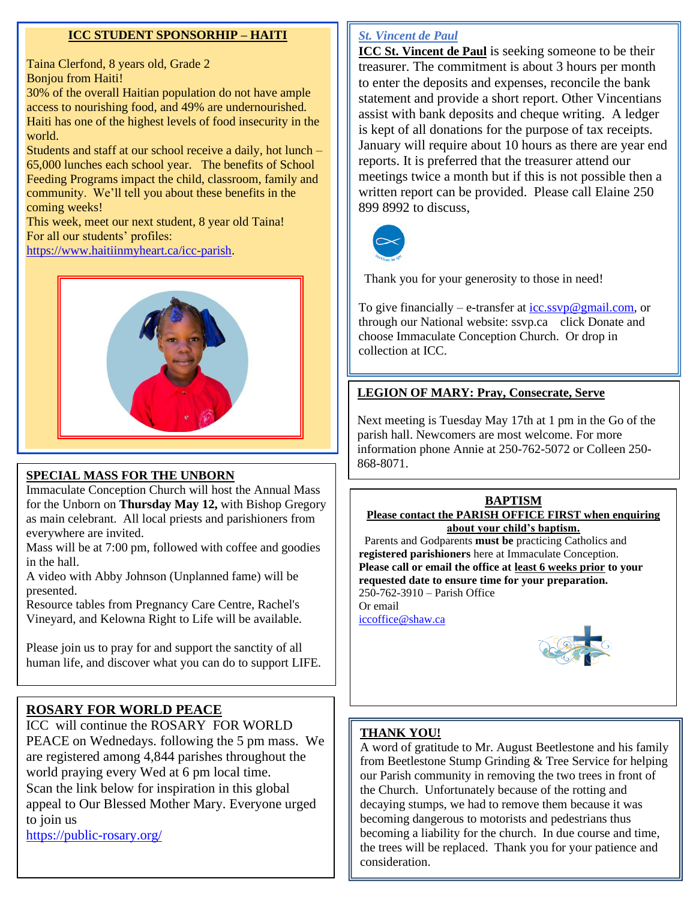## ICC STUDENT SPONSORHIP – HAITI

Taina Clerfond, 8 years old, Grade 2
Bonjou from Haiti!
30% of the overall Haitian population do not have ample access to nourishing food, and 49% are undernourished. Haiti has one of the highest levels of food insecurity in the world.
Students and staff at our school receive a daily, hot lunch – 65,000 lunches each school year. The benefits of School Feeding Programs impact the child, classroom, family and community. We'll tell you about these benefits in the coming weeks!
This week, meet our next student, 8 year old Taina!
For all our students' profiles:
https://www.haitiinmyheart.ca/icc-parish.

## SPECIAL MASS FOR THE UNBORN

Immaculate Conception Church will host the Annual Mass for the Unborn for **Thursday May 12,** with Bishop Gregory as main celebrant. All local priests and parishioners from everywhere are invited.
Mass will be at 7:00 pm, followed with coffee and goodies in the hall.
A video with Abby Johnson (Unplanned fame) will be presented.
Resource tables from Pregnancy Care Centre, Rachel's Vineyard, and Kelowna Right to Life will be available.

Please join us to pray for and support the sanctity of all human life, and discover what you can do to support LIFE.

## ROSARY FOR WORLD PEACE

ICC will continue the ROSARY FOR WORLD PEACE on Wednedays. following the 5 pm mass. We are registered among 4,844 parishes throughout the world praying every Wed at 6 pm local time.
Scan the link below for inspiration in this global appeal to Our Blessed Mother Mary. Everyone urged to join us
https://public-rosary.org/

## *St. Vincent de Paul*

**ICC St. Vincent de Paul** is seeking someone to be their treasurer. The commitment is about 3 hours per month to enter the deposits and expenses, reconcile the bank statement and provide a short report. Other Vincentians assist with bank deposits and cheque writing. A ledger is kept of all donations for the purpose of tax receipts. January will require about 10 hours as there are year end reports. It is preferred that the treasurer attend our meetings twice a month but if this is not possible then a written report can be provided. Please call Elaine 250 899 8992 to discuss,

Thank you for your generosity to those in need!

To give financially – e-transfer at icc.ssvp@gmail.com, or through our National website: ssvp.ca click Donate and choose Immaculate Conception Church. Or drop in collection at ICC.

## LEGION OF MARY: Pray, Consecrate, Serve

Next meeting is Tuesday May 17th at 1 pm in the Go of the parish hall. Newcomers are most welcome. For more information phone Annie at 250-762-5072 or Colleen 250-868-8071.

## BAPTISM

**Please contact the PARISH OFFICE FIRST when enquiring about your child's baptism.**

Parents and Godparents **must be** practicing Catholics and **registered parishioners** here at Immaculate Conception.
**Please call or email the office at least 6 weeks prior to your requested date to ensure time for your preparation.**
250-762-3910 – Parish Office
Or email
iccoffice@shaw.ca

## THANK YOU!

A word of gratitude to Mr. August Beetlestone and his family from Beetlestone Stump Grinding & Tree Service for helping our Parish community in removing the two trees in front of the Church. Unfortunately because of the rotting and decaying stumps, we had to remove them because it was becoming dangerous to motorists and pedestrians thus becoming a liability for the church. In due course and time, the trees will be replaced. Thank you for your patience and consideration.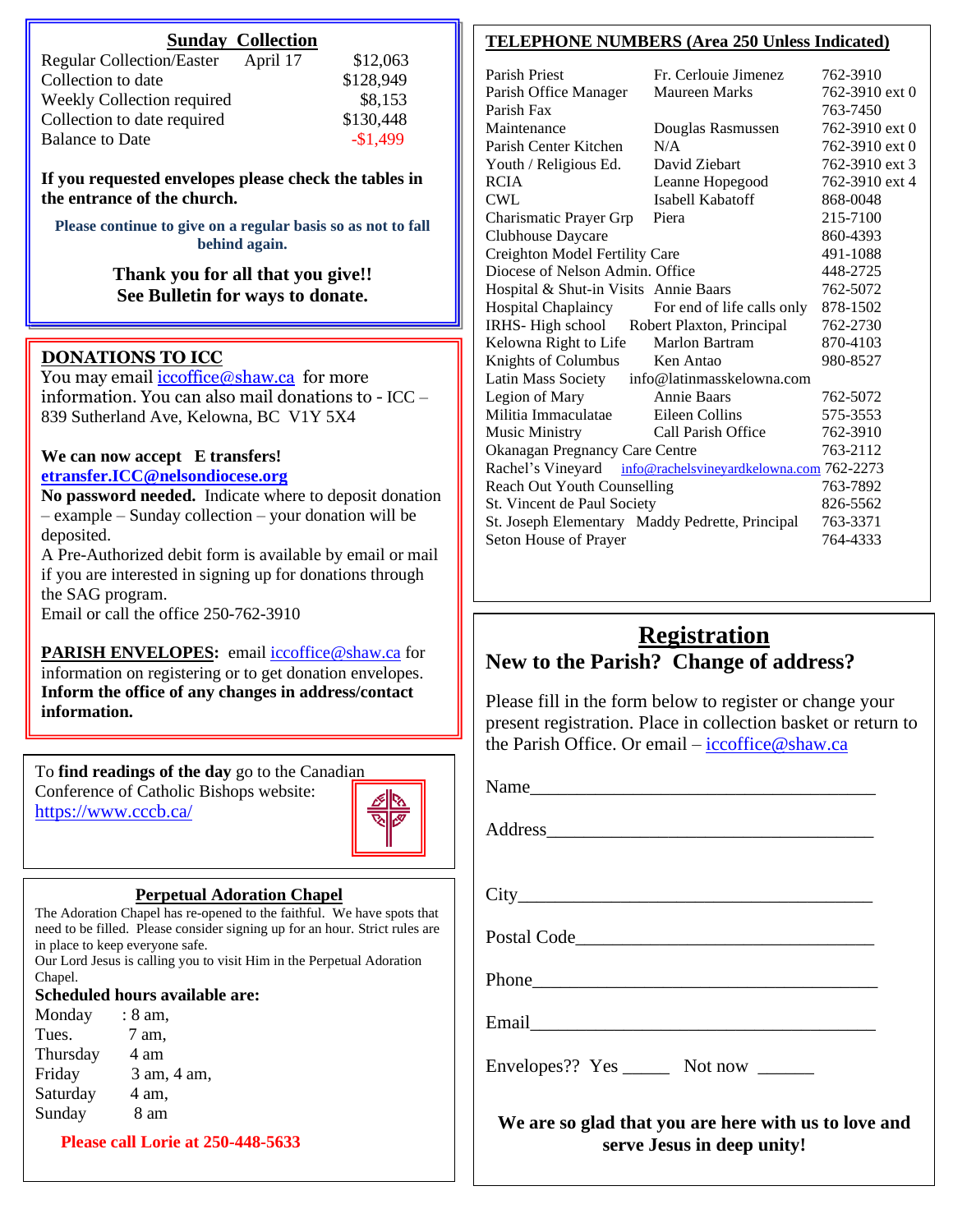## Sunday Collection

| | | |
|---|---|---|
| Regular Collection/Easter | April 17 | $12,063 |
| Collection to date | | $128,949 |
| Weekly Collection required | | $8,153 |
| Collection to date required | | $130,448 |
| Balance to Date | | -$1,499 |

**If you requested envelopes please check the tables in the entrance of the church.**

**Please continue to give on a regular basis so as not to fall behind again.**

**Thank you for all that you give!!**
**See Bulletin for ways to donate.**

## DONATIONS TO ICC

You may email iccoffice@shaw.ca for more information. You can also mail donations to - ICC – 839 Sutherland Ave, Kelowna, BC V1Y 5X4

**We can now accept E transfers!**
**etransfer.ICC@nelsondiocese.org**
**No password needed.** Indicate where to deposit donation – example – Sunday collection – your donation will be deposited.
A Pre-Authorized debit form is available by email or mail if you are interested in signing up for donations through the SAG program.
Email or call the office 250-762-3910

**PARISH ENVELOPES:** email iccoffice@shaw.ca for information on registering or to get donation envelopes. **Inform the office of any changes in address/contact information.**

To **find readings of the day** go to the Canadian Conference of Catholic Bishops website: https://www.cccb.ca/

## Perpetual Adoration Chapel

The Adoration Chapel has re-opened to the faithful. We have spots that need to be filled. Please consider signing up for an hour. Strict rules are in place to keep everyone safe.
Our Lord Jesus is calling you to visit Him in the Perpetual Adoration Chapel.

**Scheduled hours available are:**

| | |
|---|---|
| Monday | : 8 am, |
| Tues. | 7 am, |
| Thursday | 4 am |
| Friday | 3 am, 4 am, |
| Saturday | 4 am, |
| Sunday | 8 am |

**Please call Lorie at 250-448-5633**

## TELEPHONE NUMBERS (Area 250 Unless Indicated)

| | | |
|---|---|---|
| Parish Priest | Fr. Cerlouie Jimenez | 762-3910 |
| Parish Office Manager | Maureen Marks | 762-3910 ext 0 |
| Parish Fax | | 763-7450 |
| Maintenance | Douglas Rasmussen | 762-3910 ext 0 |
| Parish Center Kitchen | N/A | 762-3910 ext 0 |
| Youth / Religious Ed. | David Ziebart | 762-3910 ext 3 |
| RCIA | Leanne Hopegood | 762-3910 ext 4 |
| CWL | Isabell Kabatoff | 868-0048 |
| Charismatic Prayer Grp | Piera | 215-7100 |
| Clubhouse Daycare | | 860-4393 |
| Creighton Model Fertility Care | | 491-1088 |
| Diocese of Nelson Admin. Office | | 448-2725 |
| Hospital & Shut-in Visits | Annie Baars | 762-5072 |
| Hospital Chaplaincy | For end of life calls only | 878-1502 |
| IRHS- High school | Robert Plaxton, Principal | 762-2730 |
| Kelowna Right to Life | Marlon Bartram | 870-4103 |
| Knights of Columbus | Ken Antao | 980-8527 |
| Latin Mass Society | info@latinmasskelowna.com | |
| Legion of Mary | Annie Baars | 762-5072 |
| Militia Immaculatae | Eileen Collins | 575-3553 |
| Music Ministry | Call Parish Office | 762-3910 |
| Okanagan Pregnancy Care Centre | | 763-2112 |
| Rachel's Vineyard | info@rachelsvineyardkelowna.com | 762-2273 |
| Reach Out Youth Counselling | | 763-7892 |
| St. Vincent de Paul Society | | 826-5562 |
| St. Joseph Elementary | Maddy Pedrette, Principal | 763-3371 |
| Seton House of Prayer | | 764-4333 |

## Registration

### New to the Parish? Change of address?

Please fill in the form below to register or change your present registration. Place in collection basket or return to the Parish Office. Or email – iccoffice@shaw.ca

Name_____________________________________

Address___________________________________

City_______________________________________

Postal Code_________________________________

Phone_____________________________________

Email______________________________________

Envelopes?? Yes _____ Not now ______

**We are so glad that you are here with us to love and serve Jesus in deep unity!**